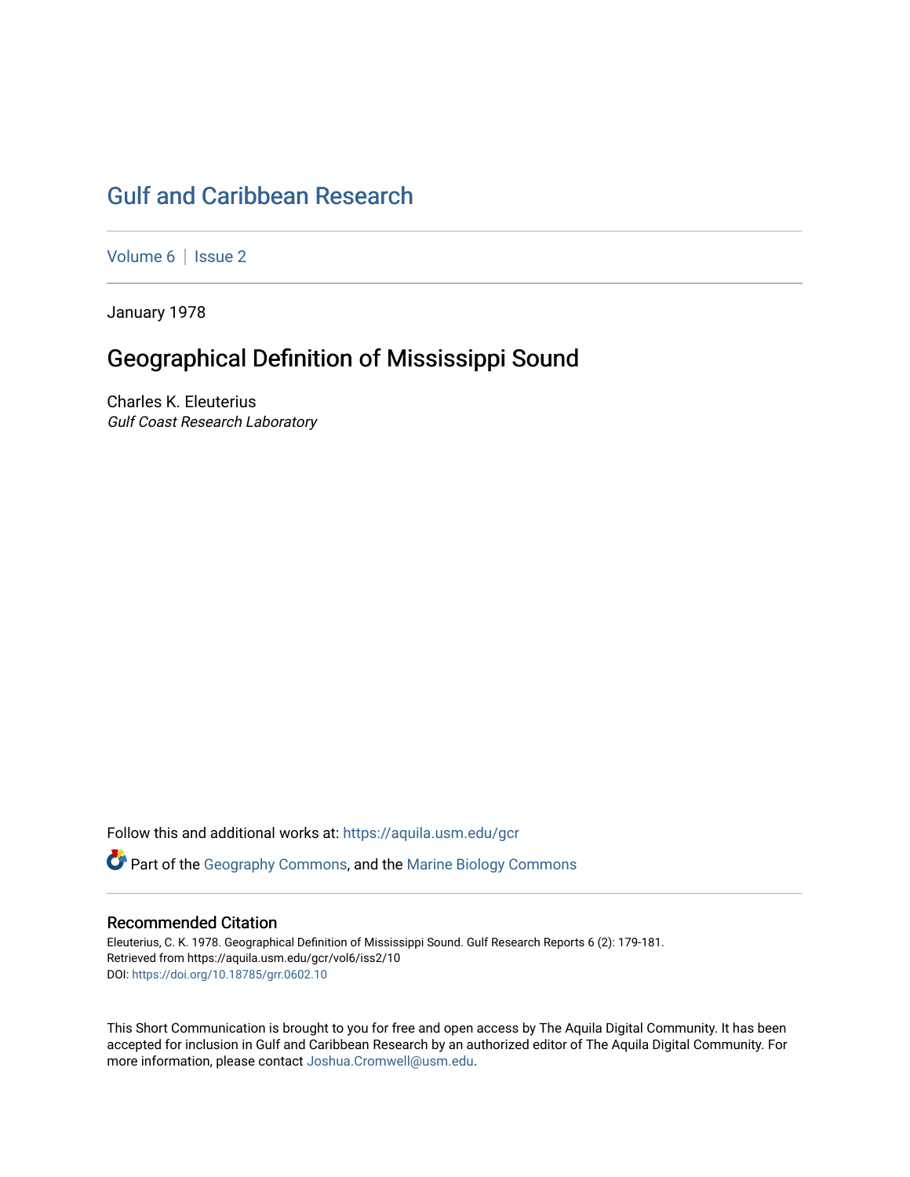# Gulf and Caribbean Research

Volume 6 | Issue 2

January 1978

## Geographical Definition of Mississippi Sound

Charles K. Eleuterius
*Gulf Coast Research Laboratory*

Follow this and additional works at: https://aquila.usm.edu/gcr

Part of the Geography Commons, and the Marine Biology Commons

### Recommended Citation

Eleuterius, C. K. 1978. Geographical Definition of Mississippi Sound. Gulf Research Reports 6 (2): 179-181.
Retrieved from https://aquila.usm.edu/gcr/vol6/iss2/10
DOI: https://doi.org/10.18785/grr.0602.10

This Short Communication is brought to you for free and open access by The Aquila Digital Community. It has been accepted for inclusion in Gulf and Caribbean Research by an authorized editor of The Aquila Digital Community. For more information, please contact Joshua.Cromwell@usm.edu.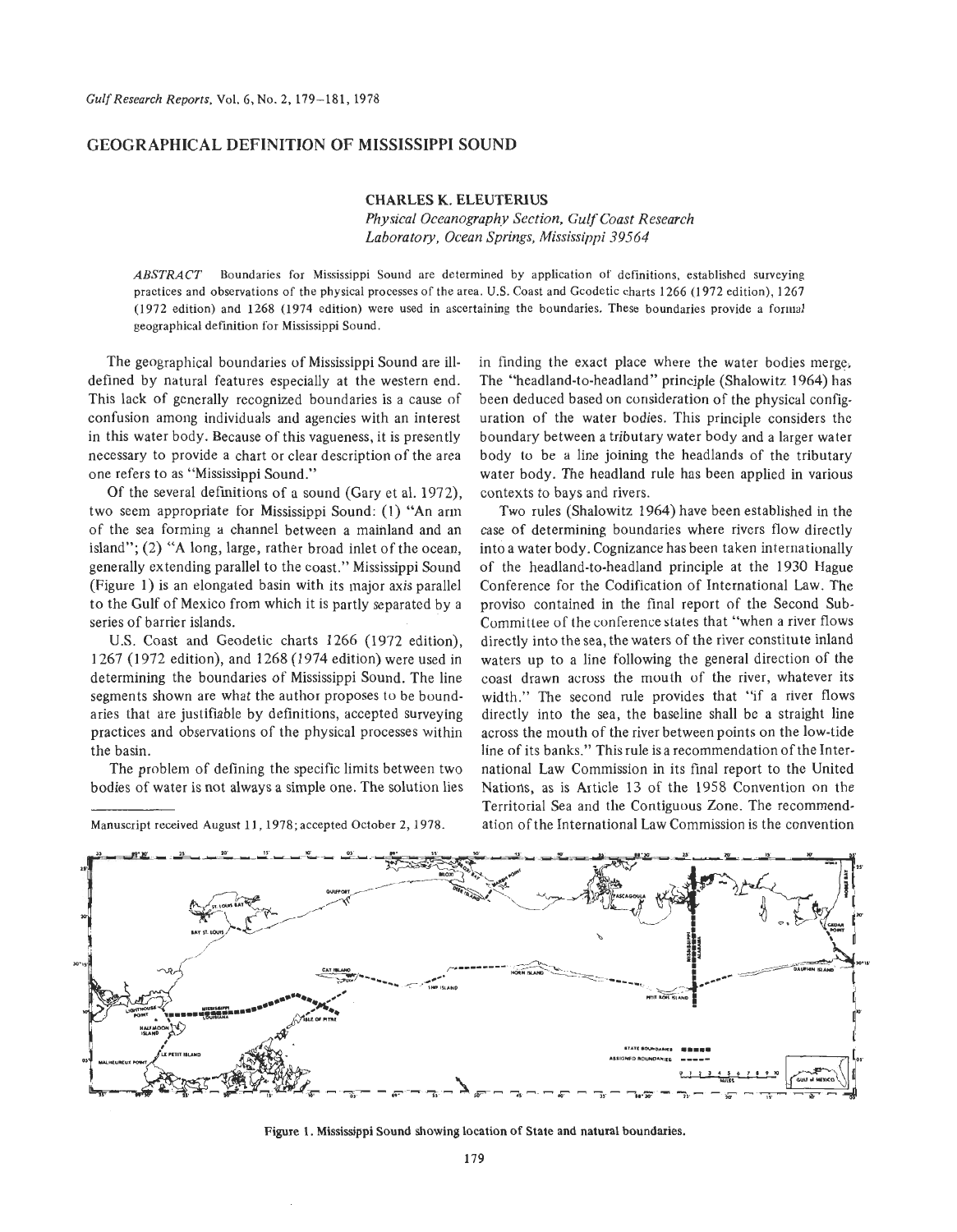## GEOGRAPHICAL DEFINITION OF MISSISSIPPI SOUND

**CHARLES K. ELEUTERIUS**

*Physical Oceanography Section, Gulf Coast Research Laboratory, Ocean Springs, Mississippi 39564*

*ABSTRACT* Boundaries for Mississippi Sound are determined by application of definitions, established surveying practices and observations of the physical processes of the area. U.S. Coast and Geodetic charts 1266 (1972 edition), 1267 (1972 edition) and 1268 (1974 edition) were used in ascertaining the boundaries. These boundaries provide a formal geographical definition for Mississippi Sound.

The geographical boundaries of Mississippi Sound are ill-defined by natural features especially at the western end. This lack of generally recognized boundaries is a cause of confusion among individuals and agencies with an interest in this water body. Because of this vagueness, it is presently necessary to provide a chart or clear description of the area one refers to as "Mississippi Sound."

Of the several definitions of a sound (Gary et al. 1972), two seem appropriate for Mississippi Sound: (1) "An arm of the sea forming a channel between a mainland and an island"; (2) "A long, large, rather broad inlet of the ocean, generally extending parallel to the coast." Mississippi Sound (Figure 1) is an elongated basin with its major axis parallel to the Gulf of Mexico from which it is partly separated by a series of barrier islands.

U.S. Coast and Geodetic charts 1266 (1972 edition), 1267 (1972 edition), and 1268 (1974 edition) were used in determining the boundaries of Mississippi Sound. The line segments shown are what the author proposes to be boundaries that are justifiable by definitions, accepted surveying practices and observations of the physical processes within the basin.

The problem of defining the specific limits between two bodies of water is not always a simple one. The solution lies in finding the exact place where the water bodies merge. The "headland-to-headland" principle (Shalowitz 1964) has been deduced based on consideration of the physical configuration of the water bodies. This principle considers the boundary between a tributary water body and a larger water body to be a line joining the headlands of the tributary water body. The headland rule has been applied in various contexts to bays and rivers.

Two rules (Shalowitz 1964) have been established in the case of determining boundaries where rivers flow directly into a water body. Cognizance has been taken internationally of the headland-to-headland principle at the 1930 Hague Conference for the Codification of International Law. The proviso contained in the final report of the Second Sub-Committee of the conference states that "when a river flows directly into the sea, the waters of the river constitute inland waters up to a line following the general direction of the coast drawn across the mouth of the river, whatever its width." The second rule provides that "if a river flows directly into the sea, the baseline shall be a straight line across the mouth of the river between points on the low-tide line of its banks." This rule is a recommendation of the International Law Commission in its final report to the United Nations, as is Article 13 of the 1958 Convention on the Territorial Sea and the Contiguous Zone. The recommendation of the International Law Commission is the convention

Manuscript received August 11, 1978; accepted October 2, 1978.

Figure 1. Mississippi Sound showing location of State and natural boundaries.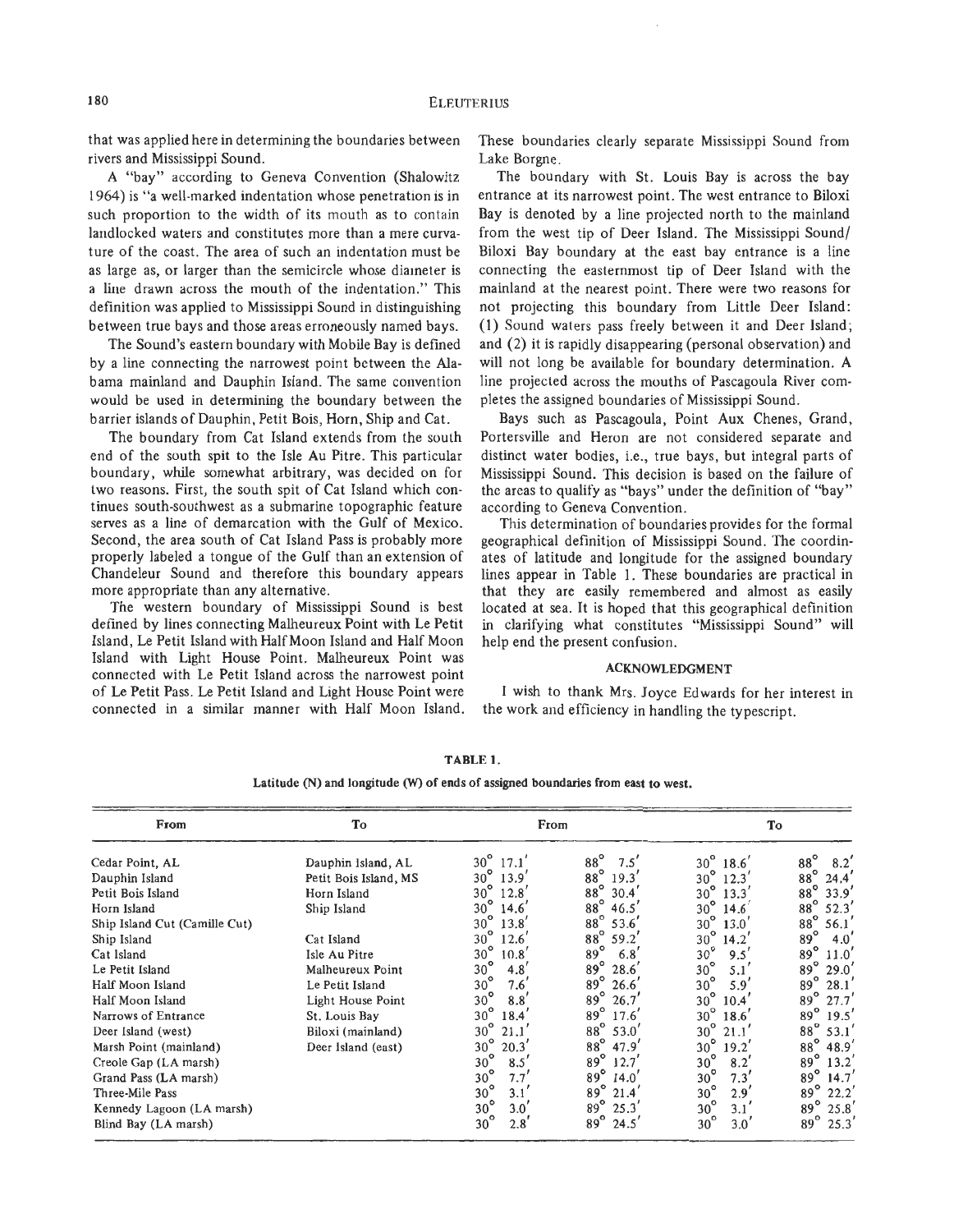that was applied here in determining the boundaries between rivers and Mississippi Sound.

A "bay" according to Geneva Convention (Shalowitz 1964) is "a well-marked indentation whose penetration is in such proportion to the width of its mouth as to contain landlocked waters and constitutes more than a mere curvature of the coast. The area of such an indentation must be as large as, or larger than the semicircle whose diameter is a line drawn across the mouth of the indentation." This definition was applied to Mississippi Sound in distinguishing between true bays and those areas erroneously named bays.

The Sound's eastern boundary with Mobile Bay is defined by a line connecting the narrowest point between the Alabama mainland and Dauphin Island. The same convention would be used in determining the boundary between the barrier islands of Dauphin, Petit Bois, Horn, Ship and Cat.

The boundary from Cat Island extends from the south end of the south spit to the Isle Au Pitre. This particular boundary, while somewhat arbitrary, was decided on for two reasons. First, the south spit of Cat Island which continues south-southwest as a submarine topographic feature serves as a line of demarcation with the Gulf of Mexico. Second, the area south of Cat Island Pass is probably more properly labeled a tongue of the Gulf than an extension of Chandeleur Sound and therefore this boundary appears more appropriate than any alternative.

The western boundary of Mississippi Sound is best defined by lines connecting Malheureux Point with Le Petit Island, Le Petit Island with Half Moon Island and Half Moon Island with Light House Point. Malheureux Point was connected with Le Petit Island across the narrowest point of Le Petit Pass. Le Petit Island and Light House Point were connected in a similar manner with Half Moon Island. These boundaries clearly separate Mississippi Sound from Lake Borgne.

The boundary with St. Louis Bay is across the bay entrance at its narrowest point. The west entrance to Biloxi Bay is denoted by a line projected north to the mainland from the west tip of Deer Island. The Mississippi Sound/Biloxi Bay boundary at the east bay entrance is a line connecting the easternmost tip of Deer Island with the mainland at the nearest point. There were two reasons for not projecting this boundary from Little Deer Island: (1) Sound waters pass freely between it and Deer Island; and (2) it is rapidly disappearing (personal observation) and will not long be available for boundary determination. A line projected across the mouths of Pascagoula River completes the assigned boundaries of Mississippi Sound.

Bays such as Pascagoula, Point Aux Chenes, Grand, Portersville and Heron are not considered separate and distinct water bodies, i.e., true bays, but integral parts of Mississippi Sound. This decision is based on the failure of the areas to qualify as "bays" under the definition of "bay" according to Geneva Convention.

This determination of boundaries provides for the formal geographical definition of Mississippi Sound. The coordinates of latitude and longitude for the assigned boundary lines appear in Table 1. These boundaries are practical in that they are easily remembered and almost as easily located at sea. It is hoped that this geographical definition in clarifying what constitutes "Mississippi Sound" will help end the present confusion.

## ACKNOWLEDGMENT

I wish to thank Mrs. Joyce Edwards for her interest in the work and efficiency in handling the typescript.

**TABLE 1.**

**Latitude (N) and longitude (W) of ends of assigned boundaries from east to west.**

| From | To | From | | To | |
|---|---|---|---|---|---|
| Cedar Point, AL | Dauphin Island, AL | 30° 17.1′ | 88° 7.5′ | 30° 18.6′ | 88° 8.2′ |
| Dauphin Island | Petit Bois Island, MS | 30° 13.9′ | 88° 19.3′ | 30° 12.3′ | 88° 24.4′ |
| Petit Bois Island | Horn Island | 30° 12.8′ | 88° 30.4′ | 30° 13.3′ | 88° 33.9′ |
| Horn Island | Ship Island | 30° 14.6′ | 88° 46.5′ | 30° 14.6′ | 88° 52.3′ |
| Ship Island Cut (Camille Cut) | | 30° 13.8′ | 88° 53.6′ | 30° 13.0′ | 88° 56.1′ |
| Ship Island | Cat Island | 30° 12.6′ | 88° 59.2′ | 30° 14.2′ | 89° 4.0′ |
| Cat Island | Isle Au Pitre | 30° 10.8′ | 89° 6.8′ | 30° 9.5′ | 89° 11.0′ |
| Le Petit Island | Malheureux Point | 30° 4.8′ | 89° 28.6′ | 30° 5.1′ | 89° 29.0′ |
| Half Moon Island | Le Petit Island | 30° 7.6′ | 89° 26.6′ | 30° 5.9′ | 89° 28.1′ |
| Half Moon Island | Light House Point | 30° 8.8′ | 89° 26.7′ | 30° 10.4′ | 89° 27.7′ |
| Narrows of Entrance | St. Louis Bay | 30° 18.4′ | 89° 17.6′ | 30° 18.6′ | 89° 19.5′ |
| Deer Island (west) | Biloxi (mainland) | 30° 21.1′ | 88° 53.0′ | 30° 21.1′ | 88° 53.1′ |
| Marsh Point (mainland) | Deer Island (east) | 30° 20.3′ | 88° 47.9′ | 30° 19.2′ | 88° 48.9′ |
| Creole Gap (LA marsh) | | 30° 8.5′ | 89° 12.7′ | 30° 8.2′ | 89° 13.2′ |
| Grand Pass (LA marsh) | | 30° 7.7′ | 89° 14.0′ | 30° 7.3′ | 89° 14.7′ |
| Three-Mile Pass | | 30° 3.1′ | 89° 21.4′ | 30° 2.9′ | 89° 22.2′ |
| Kennedy Lagoon (LA marsh) | | 30° 3.0′ | 89° 25.3′ | 30° 3.1′ | 89° 25.8′ |
| Blind Bay (LA marsh) | | 30° 2.8′ | 89° 24.5′ | 30° 3.0′ | 89° 25.3′ |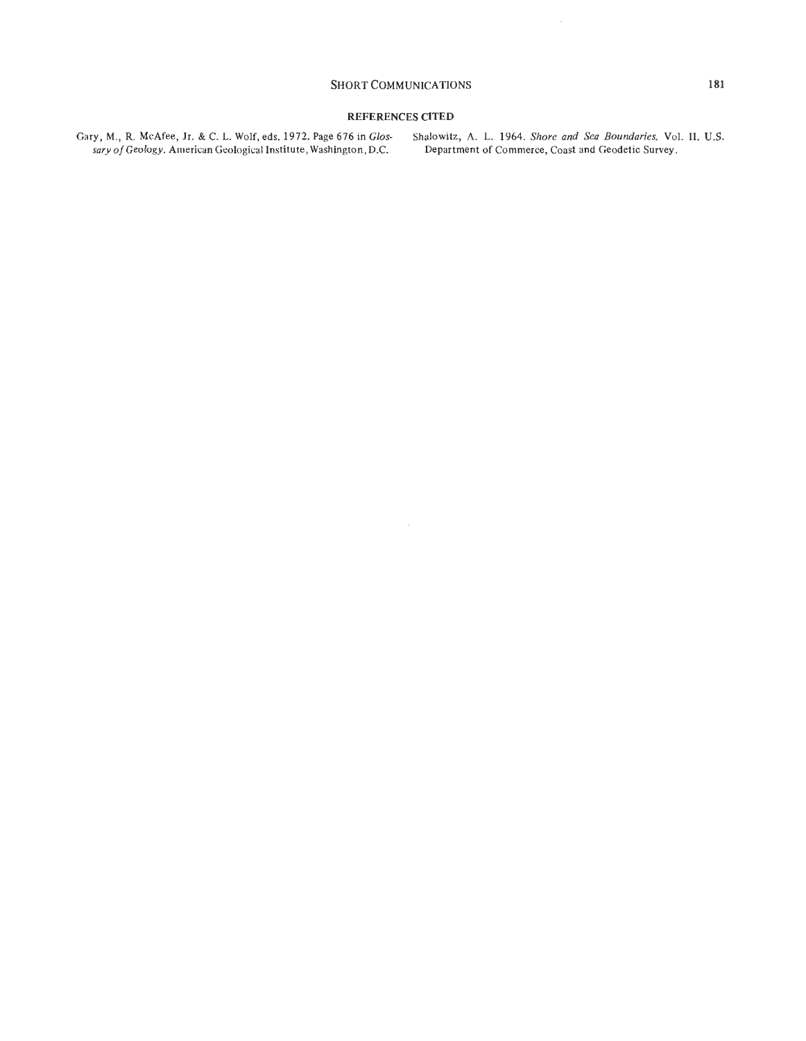## REFERENCES CITED

Gary, M., R. McAfee, Jr. & C. L. Wolf, eds. 1972. Page 676 in *Glossary of Geology*. American Geological Institute, Washington, D.C.

Shalowitz, A. L. 1964. *Shore and Sea Boundaries*. Vol. II. U.S. Department of Commerce, Coast and Geodetic Survey.